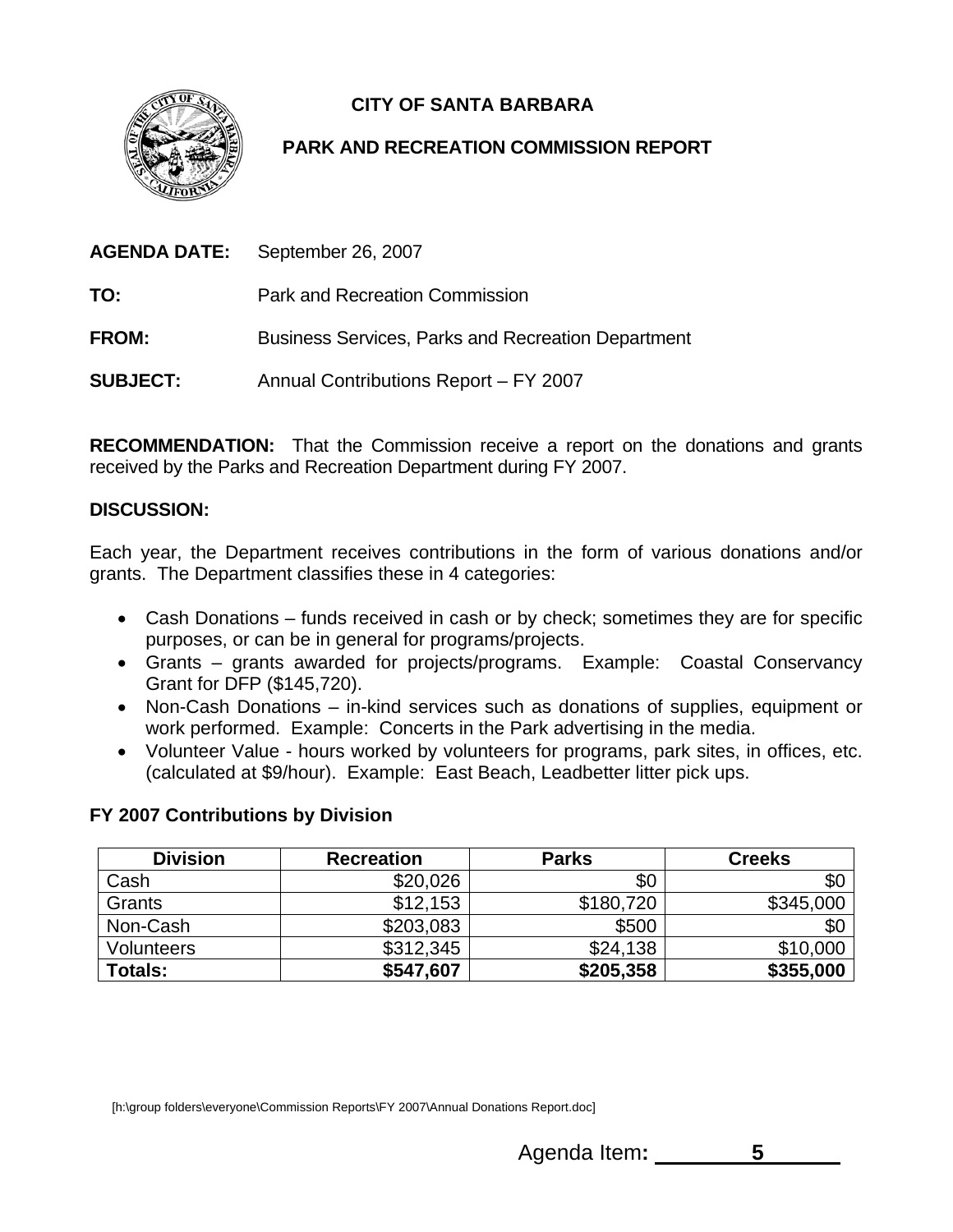# CITY OF SANTA BARBARA

## PARK AND RECREATION COMMISSION REPORT

**AGENDA DATE:** September 26, 2007

**TO:** Park and Recreation Commission

**FROM:** Business Services, Parks and Recreation Department

**SUBJECT:** Annual Contributions Report – FY 2007

**RECOMMENDATION:** That the Commission receive a report on the donations and grants received by the Parks and Recreation Department during FY 2007.

**DISCUSSION:**

Each year, the Department receives contributions in the form of various donations and/or grants. The Department classifies these in 4 categories:

- Cash Donations – funds received in cash or by check; sometimes they are for specific purposes, or can be in general for programs/projects.
- Grants – grants awarded for projects/programs. Example: Coastal Conservancy Grant for DFP ($145,720).
- Non-Cash Donations – in-kind services such as donations of supplies, equipment or work performed. Example: Concerts in the Park advertising in the media.
- Volunteer Value - hours worked by volunteers for programs, park sites, in offices, etc. (calculated at $9/hour). Example: East Beach, Leadbetter litter pick ups.

**FY 2007 Contributions by Division**

| Division | Recreation | Parks | Creeks |
|---|---|---|---|
| Cash | $20,026 | $0 | $0 |
| Grants | $12,153 | $180,720 | $345,000 |
| Non-Cash | $203,083 | $500 | $0 |
| Volunteers | $312,345 | $24,138 | $10,000 |
| **Totals:** | **$547,607** | **$205,358** | **$355,000** |

[h:\group folders\everyone\Commission Reports\FY 2007\Annual Donations Report.doc]

Agenda Item: 5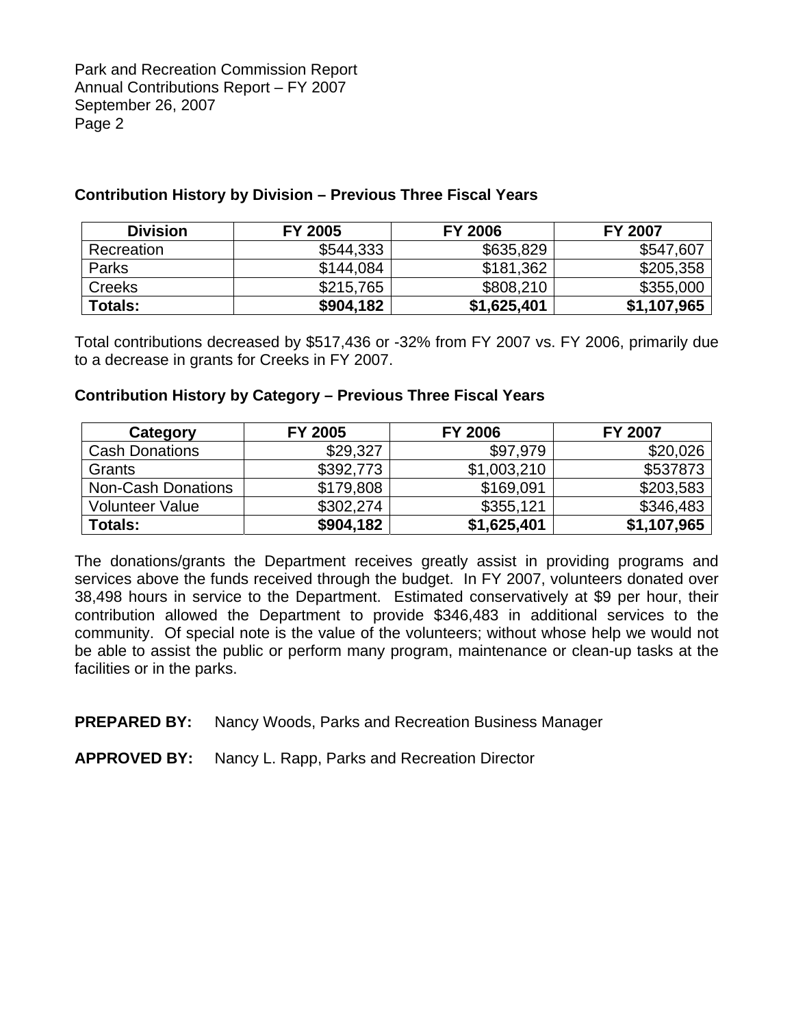**Contribution History by Division – Previous Three Fiscal Years**

| Division | FY 2005 | FY 2006 | FY 2007 |
|---|---|---|---|
| Recreation | $544,333 | $635,829 | $547,607 |
| Parks | $144,084 | $181,362 | $205,358 |
| Creeks | $215,765 | $808,210 | $355,000 |
| **Totals:** | **$904,182** | **$1,625,401** | **$1,107,965** |

Total contributions decreased by $517,436 or -32% from FY 2007 vs. FY 2006, primarily due to a decrease in grants for Creeks in FY 2007.

**Contribution History by Category – Previous Three Fiscal Years**

| Category | FY 2005 | FY 2006 | FY 2007 |
|---|---|---|---|
| Cash Donations | $29,327 | $97,979 | $20,026 |
| Grants | $392,773 | $1,003,210 | $537873 |
| Non-Cash Donations | $179,808 | $169,091 | $203,583 |
| Volunteer Value | $302,274 | $355,121 | $346,483 |
| **Totals:** | **$904,182** | **$1,625,401** | **$1,107,965** |

The donations/grants the Department receives greatly assist in providing programs and services above the funds received through the budget. In FY 2007, volunteers donated over 38,498 hours in service to the Department. Estimated conservatively at $9 per hour, their contribution allowed the Department to provide $346,483 in additional services to the community. Of special note is the value of the volunteers; without whose help we would not be able to assist the public or perform many program, maintenance or clean-up tasks at the facilities or in the parks.

**PREPARED BY:** Nancy Woods, Parks and Recreation Business Manager

**APPROVED BY:** Nancy L. Rapp, Parks and Recreation Director